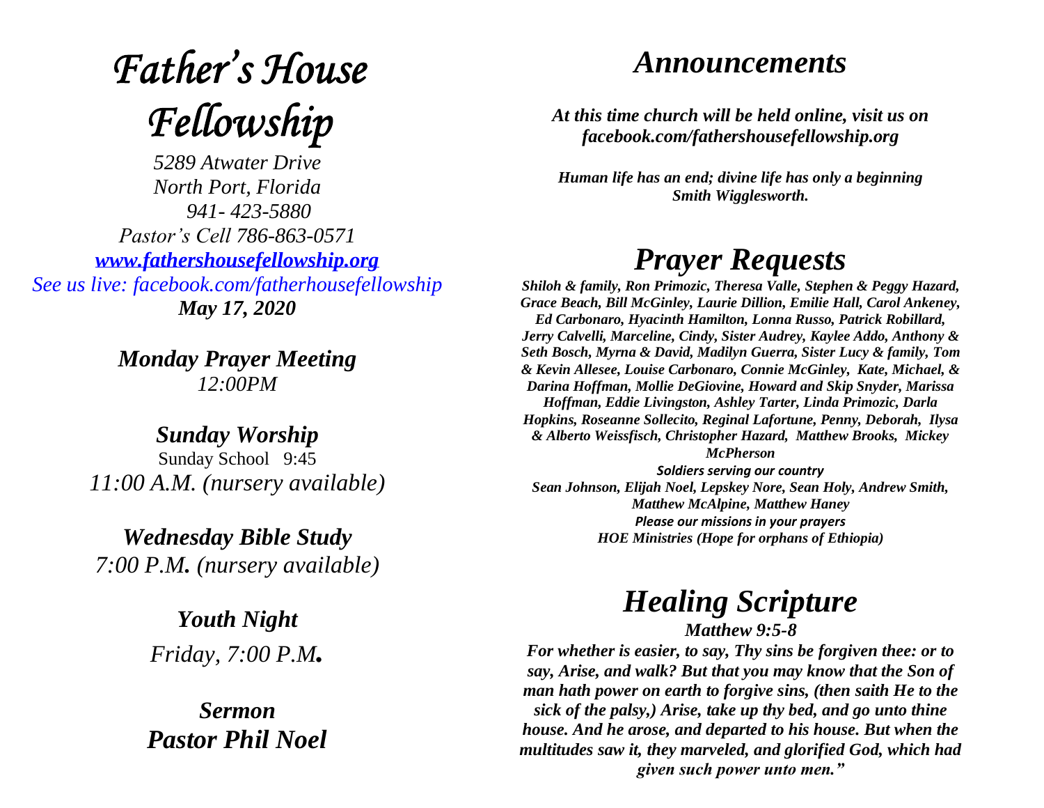# *Father's House Fellowship*

*5289 Atwater Drive*
*North Port, Florida*
*941- 423-5880*
*Pastor's Cell 786-863-0571*
*[www.fathershousefellowship.org](http://www.fathershousefellowship.org)*
*See us live: facebook.com/fatherhousefellowship*
***May 17, 2020***

***Monday Prayer Meeting***
*12:00PM*

***Sunday Worship***
Sunday School 9:45
*11:00 A.M. (nursery available)*

***Wednesday Bible Study***
*7:00 P.M. (nursery available)*

***Youth Night***
*Friday, 7:00 P.M.*

***Sermon***
***Pastor Phil Noel***

## *Announcements*

***At this time church will be held online, visit us on facebook.com/fathershousefellowship.org***

***Human life has an end; divine life has only a beginning Smith Wigglesworth.***

## *Prayer Requests*

***Shiloh & family, Ron Primozic, Theresa Valle, Stephen & Peggy Hazard, Grace Beach, Bill McGinley, Laurie Dillion, Emilie Hall, Carol Ankeney, Ed Carbonaro, Hyacinth Hamilton, Lonna Russo, Patrick Robillard, Jerry Calvelli, Marceline, Cindy, Sister Audrey, Kaylee Addo, Anthony & Seth Bosch, Myrna & David, Madilyn Guerra, Sister Lucy & family, Tom & Kevin Allesee, Louise Carbonaro, Connie McGinley, Kate, Michael, & Darina Hoffman, Mollie DeGiovine, Howard and Skip Snyder, Marissa Hoffman, Eddie Livingston, Ashley Tarter, Linda Primozic, Darla Hopkins, Roseanne Sollecito, Reginal Lafortune, Penny, Deborah, Ilysa & Alberto Weissfisch, Christopher Hazard, Matthew Brooks, Mickey McPherson***

***Soldiers serving our country***

***Sean Johnson, Elijah Noel, Lepskey Nore, Sean Holy, Andrew Smith, Matthew McAlpine, Matthew Haney***

***Please our missions in your prayers***

***HOE Ministries (Hope for orphans of Ethiopia)***

## *Healing Scripture*

***Matthew 9:5-8***

***For whether is easier, to say, Thy sins be forgiven thee: or to say, Arise, and walk? But that you may know that the Son of man hath power on earth to forgive sins, (then saith He to the sick of the palsy,) Arise, take up thy bed, and go unto thine house. And he arose, and departed to his house. But when the multitudes saw it, they marveled, and glorified God, which had given such power unto men."***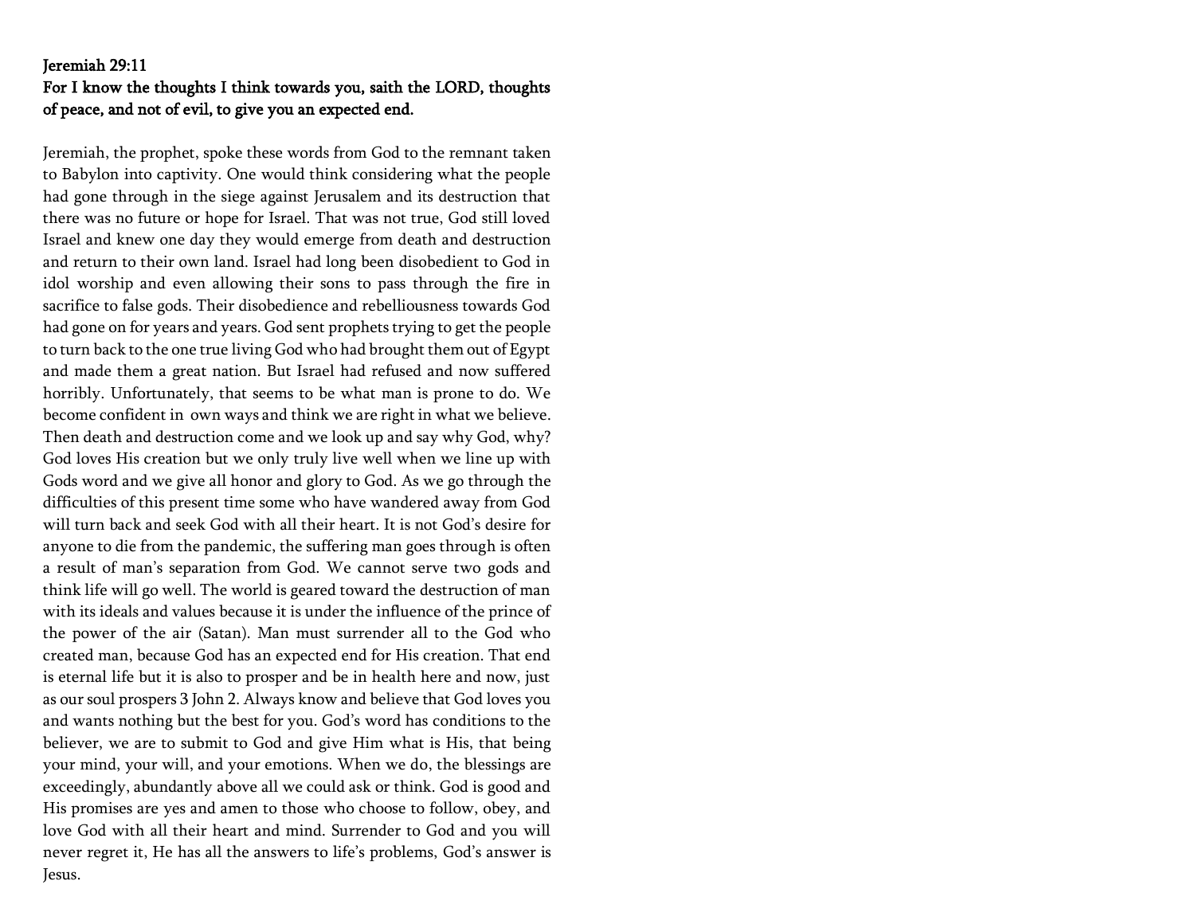**Jeremiah 29:11**
**For I know the thoughts I think towards you, saith the LORD, thoughts of peace, and not of evil, to give you an expected end.**

Jeremiah, the prophet, spoke these words from God to the remnant taken to Babylon into captivity. One would think considering what the people had gone through in the siege against Jerusalem and its destruction that there was no future or hope for Israel. That was not true, God still loved Israel and knew one day they would emerge from death and destruction and return to their own land. Israel had long been disobedient to God in idol worship and even allowing their sons to pass through the fire in sacrifice to false gods. Their disobedience and rebelliousness towards God had gone on for years and years. God sent prophets trying to get the people to turn back to the one true living God who had brought them out of Egypt and made them a great nation. But Israel had refused and now suffered horribly. Unfortunately, that seems to be what man is prone to do. We become confident in own ways and think we are right in what we believe. Then death and destruction come and we look up and say why God, why? God loves His creation but we only truly live well when we line up with Gods word and we give all honor and glory to God. As we go through the difficulties of this present time some who have wandered away from God will turn back and seek God with all their heart. It is not God's desire for anyone to die from the pandemic, the suffering man goes through is often a result of man's separation from God. We cannot serve two gods and think life will go well. The world is geared toward the destruction of man with its ideals and values because it is under the influence of the prince of the power of the air (Satan). Man must surrender all to the God who created man, because God has an expected end for His creation. That end is eternal life but it is also to prosper and be in health here and now, just as our soul prospers 3 John 2. Always know and believe that God loves you and wants nothing but the best for you. God's word has conditions to the believer, we are to submit to God and give Him what is His, that being your mind, your will, and your emotions. When we do, the blessings are exceedingly, abundantly above all we could ask or think. God is good and His promises are yes and amen to those who choose to follow, obey, and love God with all their heart and mind. Surrender to God and you will never regret it, He has all the answers to life's problems, God's answer is Jesus.